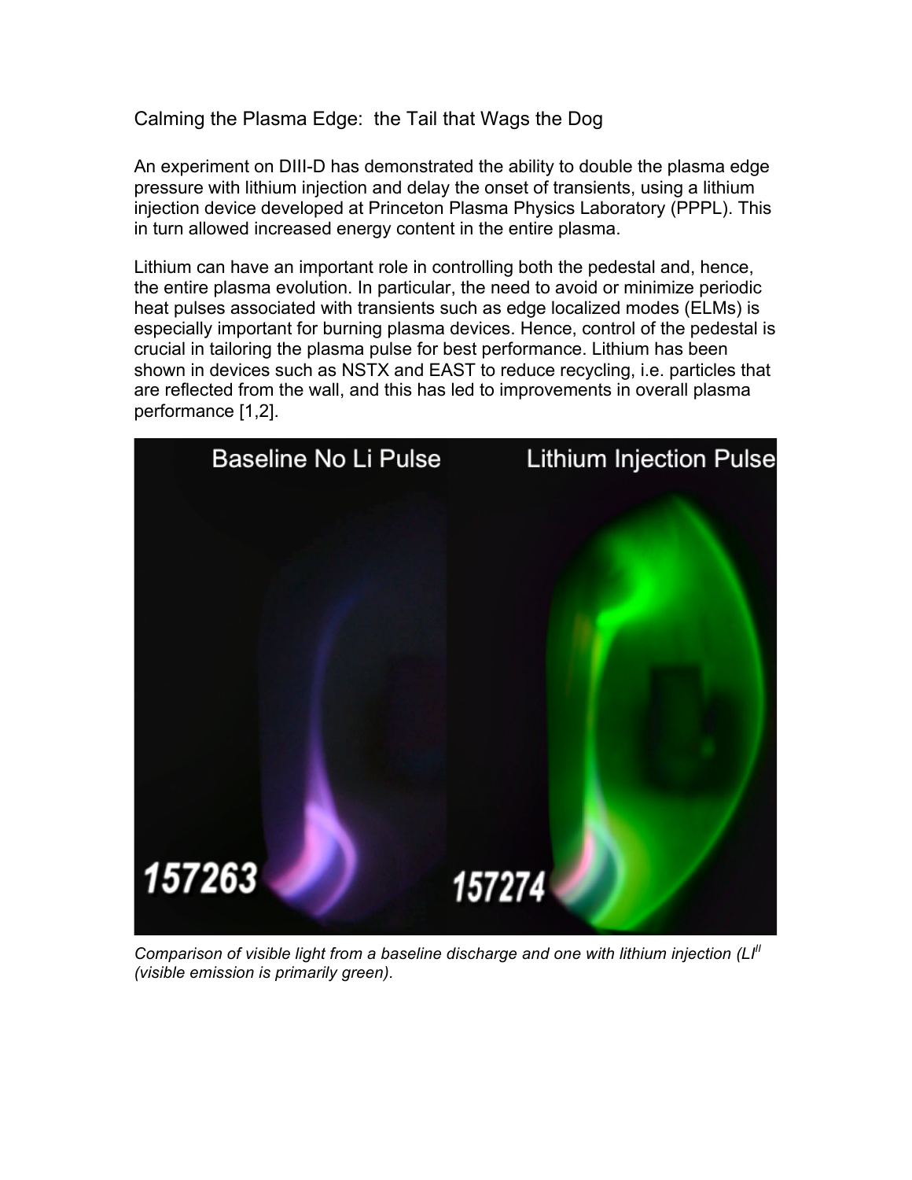# Calming the Plasma Edge: the Tail that Wags the Dog

An experiment on DIII-D has demonstrated the ability to double the plasma edge pressure with lithium injection and delay the onset of transients, using a lithium injection device developed at Princeton Plasma Physics Laboratory (PPPL). This in turn allowed increased energy content in the entire plasma.

Lithium can have an important role in controlling both the pedestal and, hence, the entire plasma evolution. In particular, the need to avoid or minimize periodic heat pulses associated with transients such as edge localized modes (ELMs) is especially important for burning plasma devices. Hence, control of the pedestal is crucial in tailoring the plasma pulse for best performance. Lithium has been shown in devices such as NSTX and EAST to reduce recycling, i.e. particles that are reflected from the wall, and this has led to improvements in overall plasma performance [1,2].

*Comparison of visible light from a baseline discharge and one with lithium injection (LI$^{II}$ (visible emission is primarily green).*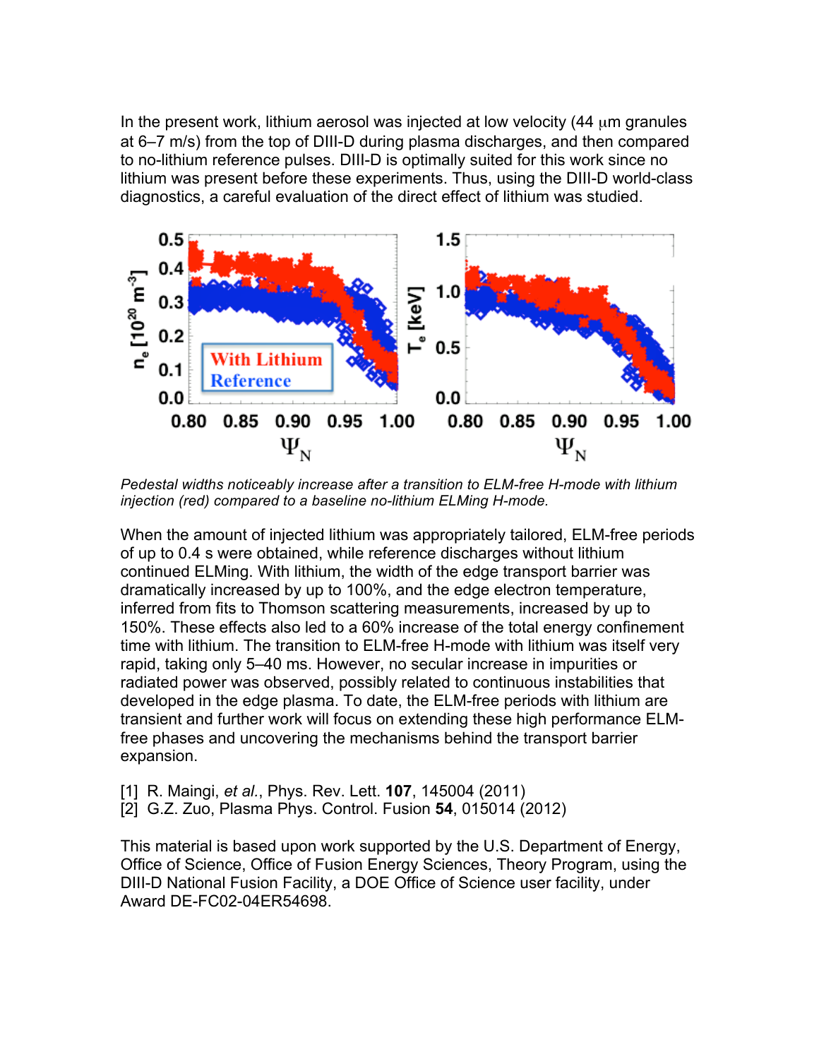In the present work, lithium aerosol was injected at low velocity (44 μm granules at 6–7 m/s) from the top of DIII-D during plasma discharges, and then compared to no-lithium reference pulses. DIII-D is optimally suited for this work since no lithium was present before these experiments. Thus, using the DIII-D world-class diagnostics, a careful evaluation of the direct effect of lithium was studied.

$n_e$ [$10^{20}$ m$^{-3}$]

0.5
0.4
0.3
0.2
0.1
0.0

With Lithium
Reference

0.80 0.85 0.90 0.95 1.00

$\Psi_N$

$T_e$ [keV]

1.5
1.0
0.5
0.0

0.80 0.85 0.90 0.95 1.00

$\Psi_N$

*Pedestal widths noticeably increase after a transition to ELM-free H-mode with lithium injection (red) compared to a baseline no-lithium ELMing H-mode.*

When the amount of injected lithium was appropriately tailored, ELM-free periods of up to 0.4 s were obtained, while reference discharges without lithium continued ELMing. With lithium, the width of the edge transport barrier was dramatically increased by up to 100%, and the edge electron temperature, inferred from fits to Thomson scattering measurements, increased by up to 150%. These effects also led to a 60% increase of the total energy confinement time with lithium. The transition to ELM-free H-mode with lithium was itself very rapid, taking only 5–40 ms. However, no secular increase in impurities or radiated power was observed, possibly related to continuous instabilities that developed in the edge plasma. To date, the ELM-free periods with lithium are transient and further work will focus on extending these high performance ELM-free phases and uncovering the mechanisms behind the transport barrier expansion.

[1] R. Maingi, *et al*., Phys. Rev. Lett. **107**, 145004 (2011)
[2] G.Z. Zuo, Plasma Phys. Control. Fusion **54**, 015014 (2012)

This material is based upon work supported by the U.S. Department of Energy, Office of Science, Office of Fusion Energy Sciences, Theory Program, using the DIII-D National Fusion Facility, a DOE Office of Science user facility, under Award DE-FC02-04ER54698.